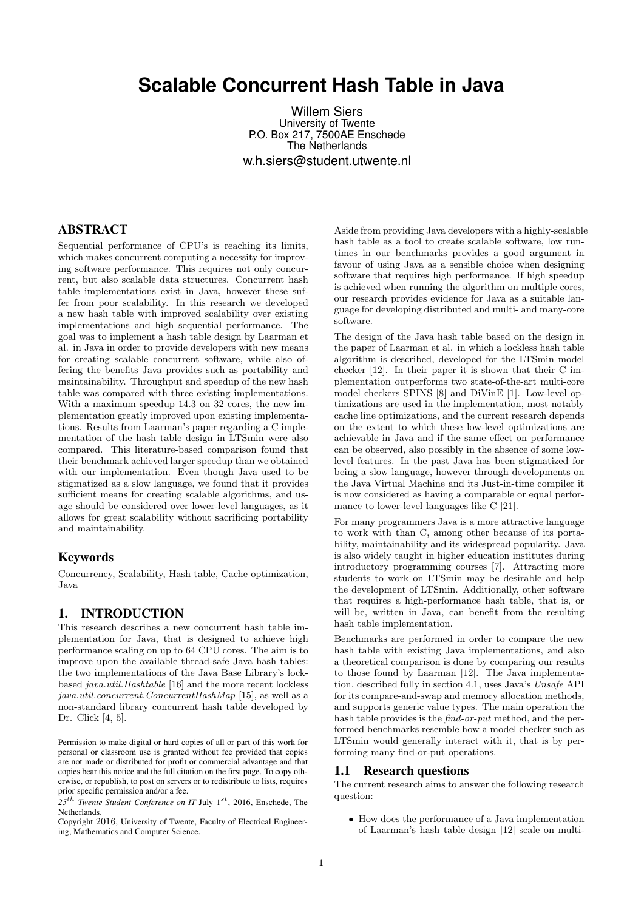# Scalable Concurrent Hash Table in Java

Willem Siers
University of Twente
P.O. Box 217, 7500AE Enschede
The Netherlands
w.h.siers@student.utwente.nl

## ABSTRACT

Sequential performance of CPU's is reaching its limits, which makes concurrent computing a necessity for improving software performance. This requires not only concurrent, but also scalable data structures. Concurrent hash table implementations exist in Java, however these suffer from poor scalability. In this research we developed a new hash table with improved scalability over existing implementations and high sequential performance. The goal was to implement a hash table design by Laarman et al. in Java in order to provide developers with new means for creating scalable concurrent software, while also offering the benefits Java provides such as portability and maintainability. Throughput and speedup of the new hash table was compared with three existing implementations. With a maximum speedup 14.3 on 32 cores, the new implementation greatly improved upon existing implementations. Results from Laarman's paper regarding a C implementation of the hash table design in LTSmin were also compared. This literature-based comparison found that their benchmark achieved larger speedup than we obtained with our implementation. Even though Java used to be stigmatized as a slow language, we found that it provides sufficient means for creating scalable algorithms, and usage should be considered over lower-level languages, as it allows for great scalability without sacrificing portability and maintainability.

### Keywords

Concurrency, Scalability, Hash table, Cache optimization, Java

## 1. INTRODUCTION

This research describes a new concurrent hash table implementation for Java, that is designed to achieve high performance scaling on up to 64 CPU cores. The aim is to improve upon the available thread-safe Java hash tables: the two implementations of the Java Base Library's lock-based *java.util.Hashtable* [16] and the more recent lockless *java.util.concurrent.ConcurrentHashMap* [15], as well as a non-standard library concurrent hash table developed by Dr. Click [4, 5].

Permission to make digital or hard copies of all or part of this work for personal or classroom use is granted without fee provided that copies are not made or distributed for profit or commercial advantage and that copies bear this notice and the full citation on the first page. To copy otherwise, or republish, to post on servers or to redistribute to lists, requires prior specific permission and/or a fee.
*25th Twente Student Conference on IT* July 1st, 2016, Enschede, The Netherlands.
Copyright 2016, University of Twente, Faculty of Electrical Engineering, Mathematics and Computer Science.

Aside from providing Java developers with a highly-scalable hash table as a tool to create scalable software, low runtimes in our benchmarks provides a good argument in favour of using Java as a sensible choice when designing software that requires high performance. If high speedup is achieved when running the algorithm on multiple cores, our research provides evidence for Java as a suitable language for developing distributed and multi- and many-core software.

The design of the Java hash table based on the design in the paper of Laarman et al. in which a lockless hash table algorithm is described, developed for the LTSmin model checker [12]. In their paper it is shown that their C implementation outperforms two state-of-the-art multi-core model checkers SPINS [8] and DiVinE [1]. Low-level optimizations are used in the implementation, most notably cache line optimizations, and the current research depends on the extent to which these low-level optimizations are achievable in Java and if the same effect on performance can be observed, also possibly in the absence of some low-level features. In the past Java has been stigmatized for being a slow language, however through developments on the Java Virtual Machine and its Just-in-time compiler it is now considered as having a comparable or equal performance to lower-level languages like C [21].

For many programmers Java is a more attractive language to work with than C, among other because of its portability, maintainability and its widespread popularity. Java is also widely taught in higher education institutes during introductory programming courses [7]. Attracting more students to work on LTSmin may be desirable and help the development of LTSmin. Additionally, other software that requires a high-performance hash table, that is, or will be, written in Java, can benefit from the resulting hash table implementation.

Benchmarks are performed in order to compare the new hash table with existing Java implementations, and also a theoretical comparison is done by comparing our results to those found by Laarman [12]. The Java implementation, described fully in section 4.1, uses Java's *Unsafe* API for its compare-and-swap and memory allocation methods, and supports generic value types. The main operation the hash table provides is the *find-or-put* method, and the performed benchmarks resemble how a model checker such as LTSmin would generally interact with it, that is by performing many find-or-put operations.

### 1.1 Research questions

The current research aims to answer the following research question:

- How does the performance of a Java implementation of Laarman's hash table design [12] scale on multi-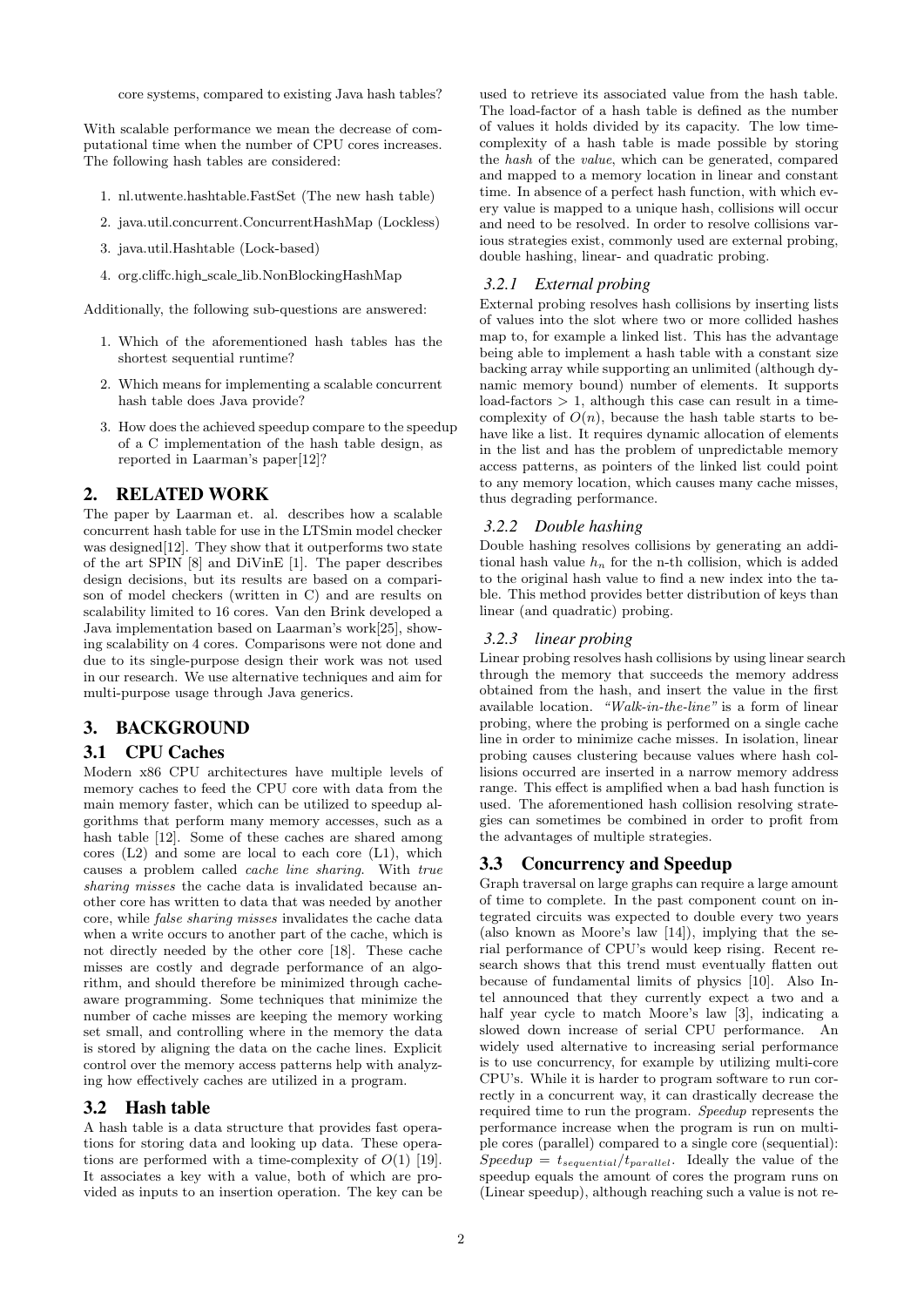core systems, compared to existing Java hash tables?

With scalable performance we mean the decrease of computational time when the number of CPU cores increases. The following hash tables are considered:

1. nl.utwente.hashtable.FastSet (The new hash table)
2. java.util.concurrent.ConcurrentHashMap (Lockless)
3. java.util.Hashtable (Lock-based)
4. org.cliffc.high_scale_lib.NonBlockingHashMap

Additionally, the following sub-questions are answered:

1. Which of the aforementioned hash tables has the shortest sequential runtime?
2. Which means for implementing a scalable concurrent hash table does Java provide?
3. How does the achieved speedup compare to the speedup of a C implementation of the hash table design, as reported in Laarman's paper[12]?

## 2. RELATED WORK

The paper by Laarman et. al. describes how a scalable concurrent hash table for use in the LTSmin model checker was designed[12]. They show that it outperforms two state of the art SPIN [8] and DiVinE [1]. The paper describes design decisions, but its results are based on a comparison of model checkers (written in C) and are results on scalability limited to 16 cores. Van den Brink developed a Java implementation based on Laarman's work[25], showing scalability on 4 cores. Comparisons were not done and due to its single-purpose design their work was not used in our research. We use alternative techniques and aim for multi-purpose usage through Java generics.

## 3. BACKGROUND

### 3.1 CPU Caches

Modern x86 CPU architectures have multiple levels of memory caches to feed the CPU core with data from the main memory faster, which can be utilized to speedup algorithms that perform many memory accesses, such as a hash table [12]. Some of these caches are shared among cores (L2) and some are local to each core (L1), which causes a problem called *cache line sharing*. With *true sharing misses* the cache data is invalidated because another core has written to data that was needed by another core, while *false sharing misses* invalidates the cache data when a write occurs to another part of the cache, which is not directly needed by the other core [18]. These cache misses are costly and degrade performance of an algorithm, and should therefore be minimized through cache-aware programming. Some techniques that minimize the number of cache misses are keeping the memory working set small, and controlling where in the memory the data is stored by aligning the data on the cache lines. Explicit control over the memory access patterns help with analyzing how effectively caches are utilized in a program.

### 3.2 Hash table

A hash table is a data structure that provides fast operations for storing data and looking up data. These operations are performed with a time-complexity of $O(1)$ [19]. It associates a key with a value, both of which are provided as inputs to an insertion operation. The key can be used to retrieve its associated value from the hash table. The load-factor of a hash table is defined as the number of values it holds divided by its capacity. The low time-complexity of a hash table is made possible by storing the *hash* of the *value*, which can be generated, compared and mapped to a memory location in linear and constant time. In absence of a perfect hash function, with which every value is mapped to a unique hash, collisions will occur and need to be resolved. In order to resolve collisions various strategies exist, commonly used are external probing, double hashing, linear- and quadratic probing.

#### 3.2.1 External probing

External probing resolves hash collisions by inserting lists of values into the slot where two or more collided hashes map to, for example a linked list. This has the advantage being able to implement a hash table with a constant size backing array while supporting an unlimited (although dynamic memory bound) number of elements. It supports load-factors $> 1$, although this case can result in a time-complexity of $O(n)$, because the hash table starts to behave like a list. It requires dynamic allocation of elements in the list and has the problem of unpredictable memory access patterns, as pointers of the linked list could point to any memory location, which causes many cache misses, thus degrading performance.

#### 3.2.2 Double hashing

Double hashing resolves collisions by generating an additional hash value $h_n$ for the n-th collision, which is added to the original hash value to find a new index into the table. This method provides better distribution of keys than linear (and quadratic) probing.

#### 3.2.3 linear probing

Linear probing resolves hash collisions by using linear search through the memory that succeeds the memory address obtained from the hash, and insert the value in the first available location. *"Walk-in-the-line"* is a form of linear probing, where the probing is performed on a single cache line in order to minimize cache misses. In isolation, linear probing causes clustering because values where hash collisions occurred are inserted in a narrow memory address range. This effect is amplified when a bad hash function is used. The aforementioned hash collision resolving strategies can sometimes be combined in order to profit from the advantages of multiple strategies.

### 3.3 Concurrency and Speedup

Graph traversal on large graphs can require a large amount of time to complete. In the past component count on integrated circuits was expected to double every two years (also known as Moore's law [14]), implying that the serial performance of CPU's would keep rising. Recent research shows that this trend must eventually flatten out because of fundamental limits of physics [10]. Also Intel announced that they currently expect a two and a half year cycle to match Moore's law [3], indicating a slowed down increase of serial CPU performance. An widely used alternative to increasing serial performance is to use concurrency, for example by utilizing multi-core CPU's. While it is harder to program software to run correctly in a concurrent way, it can drastically decrease the required time to run the program. *Speedup* represents the performance increase when the program is run on multiple cores (parallel) compared to a single core (sequential): $Speedup = t_{sequential}/t_{parallel}$. Ideally the value of the speedup equals the amount of cores the program runs on (Linear speedup), although reaching such a value is not re-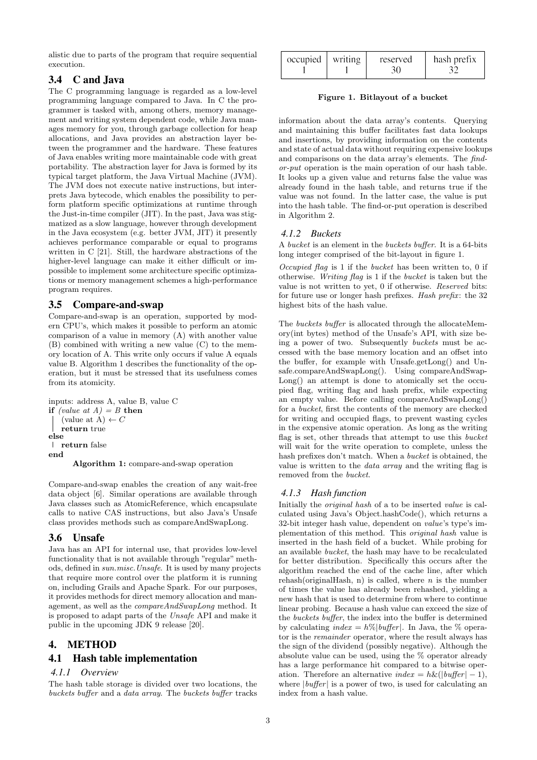alistic due to parts of the program that require sequential execution.

## 3.4 C and Java

The C programming language is regarded as a low-level programming language compared to Java. In C the programmer is tasked with, among others, memory management and writing system dependent code, while Java manages memory for you, through garbage collection for heap allocations, and Java provides an abstraction layer between the programmer and the hardware. These features of Java enables writing more maintainable code with great portability. The abstraction layer for Java is formed by its typical target platform, the Java Virtual Machine (JVM). The JVM does not execute native instructions, but interprets Java bytecode, which enables the possibility to perform platform specific optimizations at runtime through the Just-in-time compiler (JIT). In the past, Java was stigmatized as a slow language, however through development in the Java ecosystem (e.g. better JVM, JIT) it presently achieves performance comparable or equal to programs written in C [21]. Still, the hardware abstractions of the higher-level language can make it either difficult or impossible to implement some architecture specific optimizations or memory management schemes a high-performance program requires.

## 3.5 Compare-and-swap

Compare-and-swap is an operation, supported by modern CPU's, which makes it possible to perform an atomic comparison of a value in memory (A) with another value (B) combined with writing a new value (C) to the memory location of A. This write only occurs if value A equals value B. Algorithm 1 describes the functionality of the operation, but it must be stressed that its usefulness comes from its atomicity.

```
inputs: address A, value B, value C
if (value at A) = B then
    (value at A) ← C
    return true
else
    return false
end
```

**Algorithm 1:** compare-and-swap operation

Compare-and-swap enables the creation of any wait-free data object [6]. Similar operations are available through Java classes such as AtomicReference, which encapsulate calls to native CAS instructions, but also Java's Unsafe class provides methods such as compareAndSwapLong.

## 3.6 Unsafe

Java has an API for internal use, that provides low-level functionality that is not available through "regular" methods, defined in *sun.misc.Unsafe*. It is used by many projects that require more control over the platform it is running on, including Grails and Apache Spark. For our purposes, it provides methods for direct memory allocation and management, as well as the *compareAndSwapLong* method. It is proposed to adapt parts of the *Unsafe* API and make it public in the upcoming JDK 9 release [20].

# 4. METHOD

## 4.1 Hash table implementation

### 4.1.1 Overview

The hash table storage is divided over two locations, the *buckets buffer* and a *data array*. The *buckets buffer* tracks information about the data array's contents. Querying and maintaining this buffer facilitates fast data lookups and insertions, by providing information on the contents and state of actual data without requiring expensive lookups and comparisons on the data array's elements. The *find-or-put* operation is the main operation of our hash table. It looks up a given value and returns false the value was already found in the hash table, and returns true if the value was not found. In the latter case, the value is put into the hash table. The find-or-put operation is described in Algorithm 2.

| occupied | writing | reserved | hash prefix |
|---|---|---|---|
| 1 | 1 | 30 | 32 |

**Figure 1. Bitlayout of a bucket**

### 4.1.2 Buckets

A *bucket* is an element in the *buckets buffer*. It is a 64-bits long integer comprised of the bit-layout in figure 1.

*Occupied flag* is 1 if the *bucket* has been written to, 0 if otherwise. *Writing flag* is 1 if the *bucket* is taken but the value is not written to yet, 0 if otherwise. *Reserved* bits: for future use or longer hash prefixes. *Hash prefix*: the 32 highest bits of the hash value.

The *buckets buffer* is allocated through the allocateMemory(int bytes) method of the Unsafe's API, with size being a power of two. Subsequently *buckets* must be accessed with the base memory location and an offset into the buffer, for example with Unsafe.getLong() and Unsafe.compareAndSwapLong(). Using compareAndSwapLong() an attempt is done to atomically set the occupied flag, writing flag and hash prefix, while expecting an empty value. Before calling compareAndSwapLong() for a *bucket*, first the contents of the memory are checked for writing and occupied flags, to prevent wasting cycles in the expensive atomic operation. As long as the writing flag is set, other threads that attempt to use this *bucket* will wait for the write operation to complete, unless the hash prefixes don't match. When a *bucket* is obtained, the value is written to the *data array* and the writing flag is removed from the *bucket*.

### 4.1.3 Hash function

Initially the *original hash* of a to be inserted *value* is calculated using Java's Object.hashCode(), which returns a 32-bit integer hash value, dependent on *value*'s type's implementation of this method. This *original hash* value is inserted in the hash field of a bucket. While probing for an available *bucket*, the hash may have to be recalculated for better distribution. Specifically this occurs after the algorithm reached the end of the cache line, after which rehash(originalHash, n) is called, where $n$ is the number of times the value has already been rehashed, yielding a new hash that is used to determine from where to continue linear probing. Because a hash value can exceed the size of the *buckets buffer*, the index into the buffer is determined by calculating $index = h\%|buffer|$. In Java, the % operator is the *remainder* operator, where the result always has the sign of the dividend (possibly negative). Although the absolute value can be used, using the % operator already has a large performance hit compared to a bitwise operation. Therefore an alternative $index = h\&(|buffer| - 1)$, where $|buffer|$ is a power of two, is used for calculating an index from a hash value.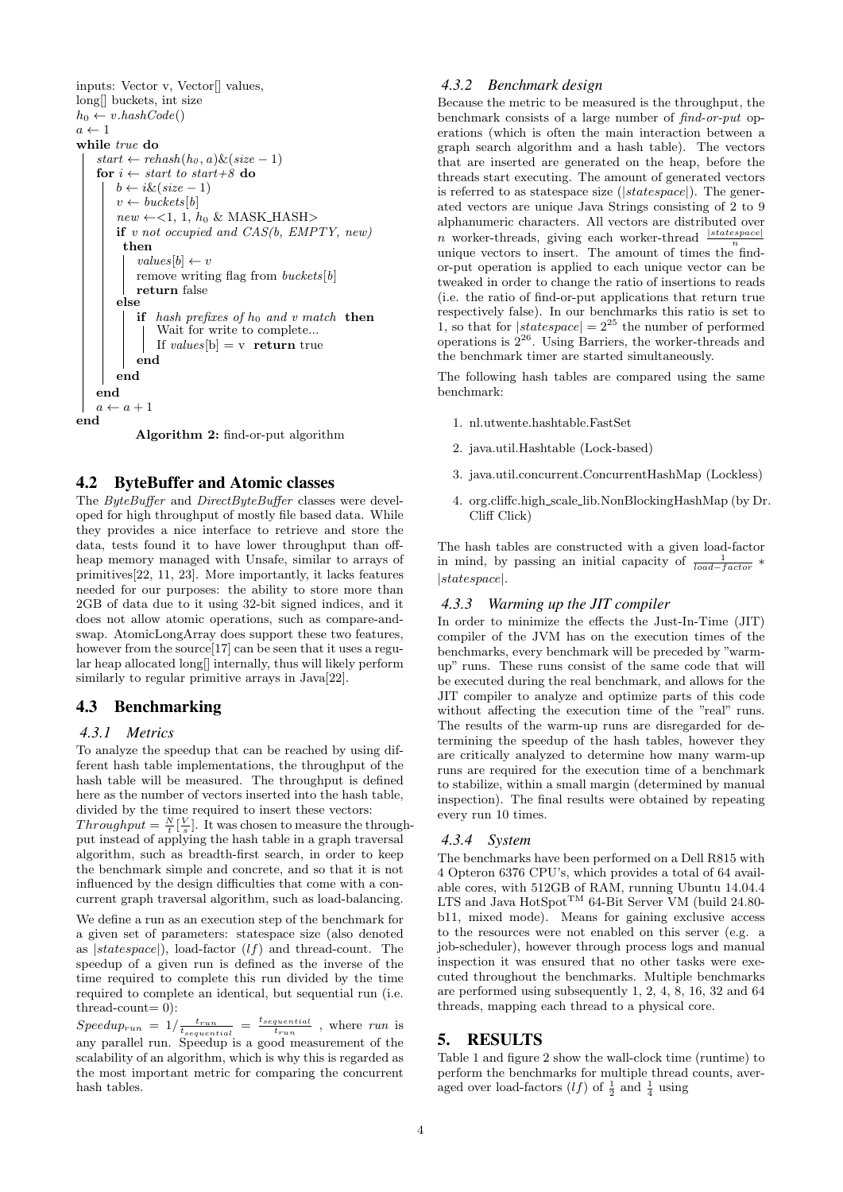```
inputs: Vector v, Vector[] values,
long[] buckets, int size
h0 ← v.hashCode()
a ← 1
while true do
    start ← rehash(h0, a)&(size − 1)
    for i ← start to start+8 do
        b ← i&(size − 1)
        v ← buckets[b]
        new ←<1, 1, h0 & MASK_HASH>
        if v not occupied and CAS(b, EMPTY, new)
         then
            values[b] ← v
            remove writing flag from buckets[b]
            return false
        else
            if hash prefixes of h0 and v match then
                Wait for write to complete...
                If values[b] = v return true
            end
        end
    end
    a ← a + 1
end
```

**Algorithm 2:** find-or-put algorithm

## 4.2 ByteBuffer and Atomic classes

The *ByteBuffer* and *DirectByteBuffer* classes were developed for high throughput of mostly file based data. While they provides a nice interface to retrieve and store the data, tests found it to have lower throughput than off-heap memory managed with Unsafe, similar to arrays of primitives[22, 11, 23]. More importantly, it lacks features needed for our purposes: the ability to store more than 2GB of data due to it using 32-bit signed indices, and it does not allow atomic operations, such as compare-and-swap. AtomicLongArray does support these two features, however from the source[17] can be seen that it uses a regular heap allocated long[] internally, thus will likely perform similarly to regular primitive arrays in Java[22].

## 4.3 Benchmarking

### 4.3.1 Metrics

To analyze the speedup that can be reached by using different hash table implementations, the throughput of the hash table will be measured. The throughput is defined here as the number of vectors inserted into the hash table, divided by the time required to insert these vectors:
$Throughput = \frac{N}{t}[\frac{V}{s}]$. It was chosen to measure the throughput instead of applying the hash table in a graph traversal algorithm, such as breadth-first search, in order to keep the benchmark simple and concrete, and so that it is not influenced by the design difficulties that come with a concurrent graph traversal algorithm, such as load-balancing.

We define a run as an execution step of the benchmark for a given set of parameters: statespace size (also denoted as $|statespace|$), load-factor ($lf$) and thread-count. The speedup of a given run is defined as the inverse of the time required to complete this run divided by the time required to complete an identical, but sequential run (i.e. thread-count= 0):
$Speedup_{run} = 1/\frac{t_{run}}{t_{sequential}} = \frac{t_{sequential}}{t_{run}}$ , where *run* is any parallel run. Speedup is a good measurement of the scalability of an algorithm, which is why this is regarded as the most important metric for comparing the concurrent hash tables.

### 4.3.2 Benchmark design

Because the metric to be measured is the throughput, the benchmark consists of a large number of *find-or-put* operations (which is often the main interaction between a graph search algorithm and a hash table). The vectors that are inserted are generated on the heap, before the threads start executing. The amount of generated vectors is referred to as statespace size ($|statespace|$). The generated vectors are unique Java Strings consisting of 2 to 9 alphanumeric characters. All vectors are distributed over $n$ worker-threads, giving each worker-thread $\frac{|statespace|}{n}$ unique vectors to insert. The amount of times the find-or-put operation is applied to each unique vector can be tweaked in order to change the ratio of insertions to reads (i.e. the ratio of find-or-put applications that return true respectively false). In our benchmarks this ratio is set to 1, so that for $|statespace| = 2^{25}$ the number of performed operations is $2^{26}$. Using Barriers, the worker-threads and the benchmark timer are started simultaneously.

The following hash tables are compared using the same benchmark:

1. nl.utwente.hashtable.FastSet
2. java.util.Hashtable (Lock-based)
3. java.util.concurrent.ConcurrentHashMap (Lockless)
4. org.cliffc.high_scale_lib.NonBlockingHashMap (by Dr. Cliff Click)

The hash tables are constructed with a given load-factor in mind, by passing an initial capacity of $\frac{1}{load-factor} * |statespace|$.

### 4.3.3 Warming up the JIT compiler

In order to minimize the effects the Just-In-Time (JIT) compiler of the JVM has on the execution times of the benchmarks, every benchmark will be preceded by "warm-up" runs. These runs consist of the same code that will be executed during the real benchmark, and allows for the JIT compiler to analyze and optimize parts of this code without affecting the execution time of the "real" runs. The results of the warm-up runs are disregarded for determining the speedup of the hash tables, however they are critically analyzed to determine how many warm-up runs are required for the execution time of a benchmark to stabilize, within a small margin (determined by manual inspection). The final results were obtained by repeating every run 10 times.

### 4.3.4 System

The benchmarks have been performed on a Dell R815 with 4 Opteron 6376 CPU's, which provides a total of 64 available cores, with 512GB of RAM, running Ubuntu 14.04.4 LTS and Java HotSpot$^{TM}$ 64-Bit Server VM (build 24.80-b11, mixed mode). Means for gaining exclusive access to the resources were not enabled on this server (e.g. a job-scheduler), however through process logs and manual inspection it was ensured that no other tasks were executed throughout the benchmarks. Multiple benchmarks are performed using subsequently 1, 2, 4, 8, 16, 32 and 64 threads, mapping each thread to a physical core.

# 5. RESULTS

Table 1 and figure 2 show the wall-clock time (runtime) to perform the benchmarks for multiple thread counts, averaged over load-factors ($lf$) of $\frac{1}{2}$ and $\frac{1}{4}$ using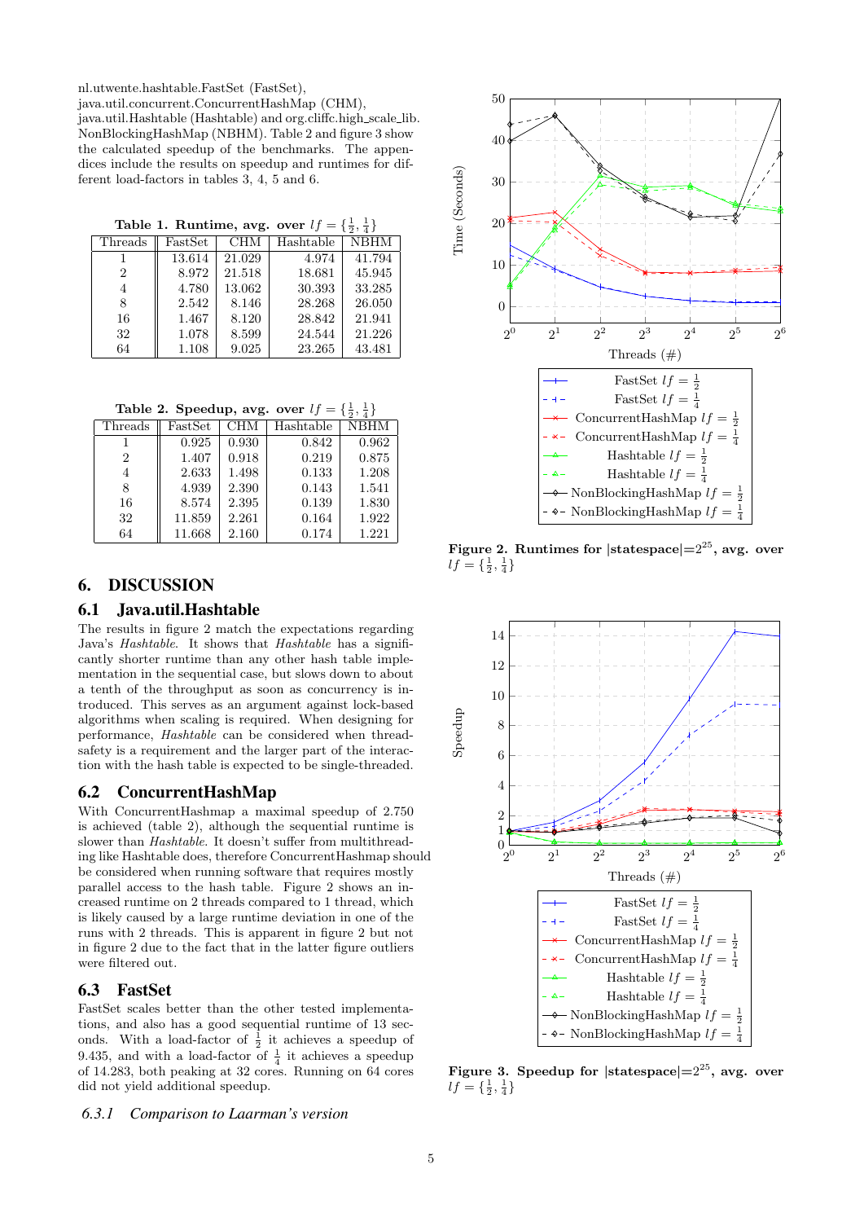nl.utwente.hashtable.FastSet (FastSet), java.util.concurrent.ConcurrentHashMap (CHM), java.util.Hashtable (Hashtable) and org.cliffc.high_scale_lib. NonBlockingHashMap (NBHM). Table 2 and figure 3 show the calculated speedup of the benchmarks. The appendices include the results on speedup and runtimes for different load-factors in tables 3, 4, 5 and 6.

**Table 1. Runtime, avg. over $lf = \{\frac{1}{2}, \frac{1}{4}\}$**

| Threads | FastSet | CHM | Hashtable | NBHM |
|---|---|---|---|---|
| 1 | 13.614 | 21.029 | 4.974 | 41.794 |
| 2 | 8.972 | 21.518 | 18.681 | 45.945 |
| 4 | 4.780 | 13.062 | 30.393 | 33.285 |
| 8 | 2.542 | 8.146 | 28.268 | 26.050 |
| 16 | 1.467 | 8.120 | 28.842 | 21.941 |
| 32 | 1.078 | 8.599 | 24.544 | 21.226 |
| 64 | 1.108 | 9.025 | 23.265 | 43.481 |

**Table 2. Speedup, avg. over $lf = \{\frac{1}{2}, \frac{1}{4}\}$**

| Threads | FastSet | CHM | Hashtable | NBHM |
|---|---|---|---|---|
| 1 | 0.925 | 0.930 | 0.842 | 0.962 |
| 2 | 1.407 | 0.918 | 0.219 | 0.875 |
| 4 | 2.633 | 1.498 | 0.133 | 1.208 |
| 8 | 4.939 | 2.390 | 0.143 | 1.541 |
| 16 | 8.574 | 2.395 | 0.139 | 1.830 |
| 32 | 11.859 | 2.261 | 0.164 | 1.922 |
| 64 | 11.668 | 2.160 | 0.174 | 1.221 |

**Figure 2. Runtimes for |statespace|=$2^{25}$, avg. over $lf = \{\frac{1}{2}, \frac{1}{4}\}$**

**Figure 3. Speedup for |statespace|=$2^{25}$, avg. over $lf = \{\frac{1}{2}, \frac{1}{4}\}$**

# 6. DISCUSSION

## 6.1 Java.util.Hashtable

The results in figure 2 match the expectations regarding Java's *Hashtable*. It shows that *Hashtable* has a significantly shorter runtime than any other hash table implementation in the sequential case, but slows down to about a tenth of the throughput as soon as concurrency is introduced. This serves as an argument against lock-based algorithms when scaling is required. When designing for performance, *Hashtable* can be considered when thread-safety is a requirement and the larger part of the interaction with the hash table is expected to be single-threaded.

## 6.2 ConcurrentHashMap

With ConcurrentHashmap a maximal speedup of 2.750 is achieved (table 2), although the sequential runtime is slower than *Hashtable*. It doesn't suffer from multithreading like Hashtable does, therefore ConcurrentHashmap should be considered when running software that requires mostly parallel access to the hash table. Figure 2 shows an increased runtime on 2 threads compared to 1 thread, which is likely caused by a large runtime deviation in one of the runs with 2 threads. This is apparent in figure 2 but not in figure 2 due to the fact that in the latter figure outliers were filtered out.

## 6.3 FastSet

FastSet scales better than the other tested implementations, and also has a good sequential runtime of 13 seconds. With a load-factor of $\frac{1}{2}$ it achieves a speedup of 9.435, and with a load-factor of $\frac{1}{4}$ it achieves a speedup of 14.283, both peaking at 32 cores. Running on 64 cores did not yield additional speedup.

### *6.3.1 Comparison to Laarman's version*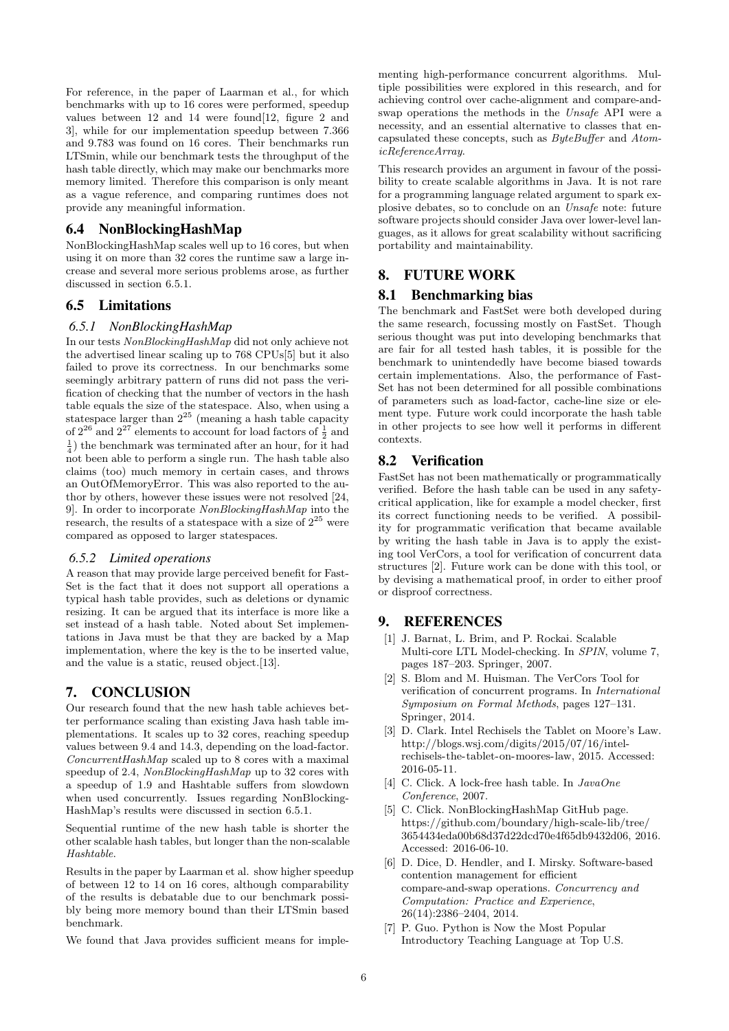For reference, in the paper of Laarman et al., for which benchmarks with up to 16 cores were performed, speedup values between 12 and 14 were found[12, figure 2 and 3], while for our implementation speedup between 7.366 and 9.783 was found on 16 cores. Their benchmarks run LTSmin, while our benchmark tests the throughput of the hash table directly, which may make our benchmarks more memory limited. Therefore this comparison is only meant as a vague reference, and comparing runtimes does not provide any meaningful information.

## 6.4 NonBlockingHashMap

NonBlockingHashMap scales well up to 16 cores, but when using it on more than 32 cores the runtime saw a large increase and several more serious problems arose, as further discussed in section 6.5.1.

## 6.5 Limitations

### 6.5.1 NonBlockingHashMap

In our tests *NonBlockingHashMap* did not only achieve not the advertised linear scaling up to 768 CPUs[5] but it also failed to prove its correctness. In our benchmarks some seemingly arbitrary pattern of runs did not pass the verification of checking that the number of vectors in the hash table equals the size of the statespace. Also, when using a statespace larger than $2^{25}$ (meaning a hash table capacity of $2^{26}$ and $2^{27}$ elements to account for load factors of $\frac{1}{2}$ and $\frac{1}{4}$) the benchmark was terminated after an hour, for it had not been able to perform a single run. The hash table also claims (too) much memory in certain cases, and throws an OutOfMemoryError. This was also reported to the author by others, however these issues were not resolved [24, 9]. In order to incorporate *NonBlockingHashMap* into the research, the results of a statespace with a size of $2^{25}$ were compared as opposed to larger statespaces.

### 6.5.2 Limited operations

A reason that may provide large perceived benefit for FastSet is the fact that it does not support all operations a typical hash table provides, such as deletions or dynamic resizing. It can be argued that its interface is more like a set instead of a hash table. Noted about Set implementations in Java must be that they are backed by a Map implementation, where the key is the to be inserted value, and the value is a static, reused object.[13].

# 7. CONCLUSION

Our research found that the new hash table achieves better performance scaling than existing Java hash table implementations. It scales up to 32 cores, reaching speedup values between 9.4 and 14.3, depending on the load-factor. *ConcurrentHashMap* scaled up to 8 cores with a maximal speedup of 2.4, *NonBlockingHashMap* up to 32 cores with a speedup of 1.9 and Hashtable suffers from slowdown when used concurrently. Issues regarding NonBlockingHashMap's results were discussed in section 6.5.1.

Sequential runtime of the new hash table is shorter the other scalable hash tables, but longer than the non-scalable *Hashtable*.

Results in the paper by Laarman et al. show higher speedup of between 12 to 14 on 16 cores, although comparability of the results is debatable due to our benchmark possibly being more memory bound than their LTSmin based benchmark.

We found that Java provides sufficient means for implementing high-performance concurrent algorithms. Multiple possibilities were explored in this research, and for achieving control over cache-alignment and compare-and-swap operations the methods in the *Unsafe* API were a necessity, and an essential alternative to classes that encapsulated these concepts, such as *ByteBuffer* and *AtomicReferenceArray*.

This research provides an argument in favour of the possibility to create scalable algorithms in Java. It is not rare for a programming language related argument to spark explosive debates, so to conclude on an *Unsafe* note: future software projects should consider Java over lower-level languages, as it allows for great scalability without sacrificing portability and maintainability.

# 8. FUTURE WORK

## 8.1 Benchmarking bias

The benchmark and FastSet were both developed during the same research, focussing mostly on FastSet. Though serious thought was put into developing benchmarks that are fair for all tested hash tables, it is possible for the benchmark to unintendedly have become biased towards certain implementations. Also, the performance of FastSet has not been determined for all possible combinations of parameters such as load-factor, cache-line size or element type. Future work could incorporate the hash table in other projects to see how well it performs in different contexts.

## 8.2 Verification

FastSet has not been mathematically or programmatically verified. Before the hash table can be used in any safety-critical application, like for example a model checker, first its correct functioning needs to be verified. A possibility for programmatic verification that became available by writing the hash table in Java is to apply the existing tool VerCors, a tool for verification of concurrent data structures [2]. Future work can be done with this tool, or by devising a mathematical proof, in order to either proof or disproof correctness.

# 9. REFERENCES

[1] J. Barnat, L. Brim, and P. Rockai. Scalable Multi-core LTL Model-checking. In *SPIN*, volume 7, pages 187–203. Springer, 2007.

[2] S. Blom and M. Huisman. The VerCors Tool for verification of concurrent programs. In *International Symposium on Formal Methods*, pages 127–131. Springer, 2014.

[3] D. Clark. Intel Rechisels the Tablet on Moore's Law. http://blogs.wsj.com/digits/2015/07/16/intel-rechisels-the-tablet-on-moores-law, 2015. Accessed: 2016-05-11.

[4] C. Click. A lock-free hash table. In *JavaOne Conference*, 2007.

[5] C. Click. NonBlockingHashMap GitHub page. https://github.com/boundary/high-scale-lib/tree/3654434eda00b68d37d22dcd70e4f65db9432d06, 2016. Accessed: 2016-06-10.

[6] D. Dice, D. Hendler, and I. Mirsky. Software-based contention management for efficient compare-and-swap operations. *Concurrency and Computation: Practice and Experience*, 26(14):2386–2404, 2014.

[7] P. Guo. Python is Now the Most Popular Introductory Teaching Language at Top U.S.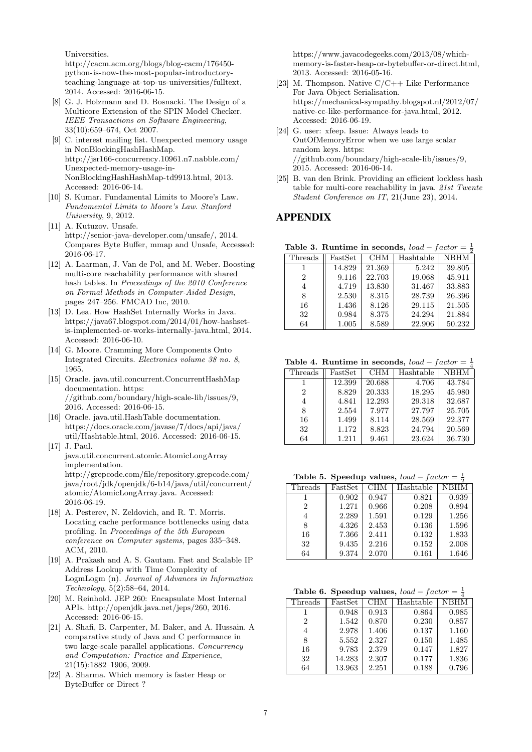Universities. http://cacm.acm.org/blogs/blog-cacm/176450-python-is-now-the-most-popular-introductory-teaching-language-at-top-us-universities/fulltext, 2014. Accessed: 2016-06-15.

[8] G. J. Holzmann and D. Bosnacki. The Design of a Multicore Extension of the SPIN Model Checker. *IEEE Transactions on Software Engineering*, 33(10):659–674, Oct 2007.

[9] C. interest mailing list. Unexpected memory usage in NonBlockingHashHashMap. http://jsr166-concurrency.10961.n7.nabble.com/Unexpected-memory-usage-in-NonBlockingHashHashMap-td9913.html, 2013. Accessed: 2016-06-14.

[10] S. Kumar. Fundamental Limits to Moore's Law. *Fundamental Limits to Moore's Law. Stanford University*, 9, 2012.

[11] A. Kutuzov. Unsafe. http://senior-java-developer.com/unsafe/, 2014. Compares Byte Buffer, mmap and Unsafe, Accessed: 2016-06-17.

[12] A. Laarman, J. Van de Pol, and M. Weber. Boosting multi-core reachability performance with shared hash tables. In *Proceedings of the 2010 Conference on Formal Methods in Computer-Aided Design*, pages 247–256. FMCAD Inc, 2010.

[13] D. Lea. How HashSet Internally Works in Java. https://java67.blogspot.com/2014/01/how-hashset-is-implemented-or-works-internally-java.html, 2014. Accessed: 2016-06-10.

[14] G. Moore. Cramming More Components Onto Integrated Circuits. *Electronics volume 38 no. 8*, 1965.

[15] Oracle. java.util.concurrent.ConcurrentHashMap documentation. https://github.com/boundary/high-scale-lib/issues/9, 2016. Accessed: 2016-06-15.

[16] Oracle. java.util.HashTable documentation. https://docs.oracle.com/javase/7/docs/api/java/util/Hashtable.html, 2016. Accessed: 2016-06-15.

[17] J. Paul. java.util.concurrent.atomic.AtomicLongArray implementation. http://grepcode.com/file/repository.grepcode.com/java/root/jdk/openjdk/6-b14/java/util/concurrent/atomic/AtomicLongArray.java. Accessed: 2016-06-19.

[18] A. Pesterev, N. Zeldovich, and R. T. Morris. Locating cache performance bottlenecks using data profiling. In *Proceedings of the 5th European conference on Computer systems*, pages 335–348. ACM, 2010.

[19] A. Prakash and A. S. Gautam. Fast and Scalable IP Address Lookup with Time Complexity of LogmLogm (n). *Journal of Advances in Information Technology*, 5(2):58–64, 2014.

[20] M. Reinhold. JEP 260: Encapsulate Most Internal APIs. http://openjdk.java.net/jeps/260, 2016. Accessed: 2016-06-15.

[21] A. Shafi, B. Carpenter, M. Baker, and A. Hussain. A comparative study of Java and C performance in two large-scale parallel applications. *Concurrency and Computation: Practice and Experience*, 21(15):1882–1906, 2009.

[22] A. Sharma. Which memory is faster Heap or ByteBuffer or Direct ? https://www.javacodegeeks.com/2013/08/which-memory-is-faster-heap-or-bytebuffer-or-direct.html, 2013. Accessed: 2016-05-16.

[23] M. Thompson. Native C/C++ Like Performance For Java Object Serialisation. https://mechanical-sympathy.blogspot.nl/2012/07/native-cc-like-performance-for-java.html, 2012. Accessed: 2016-06-19.

[24] G. user: xfeep. Issue: Always leads to OutOfMemoryError when we use large scalar random keys. https://github.com/boundary/high-scale-lib/issues/9, 2015. Accessed: 2016-06-14.

[25] B. van den Brink. Providing an efficient lockless hash table for multi-core reachability in java. *21st Twente Student Conference on IT*, 21(June 23), 2014.

## APPENDIX

**Table 3. Runtime in seconds, $load-factor = \frac{1}{2}$**

| Threads | FastSet | CHM | Hashtable | NBHM |
|---|---|---|---|---|
| 1 | 14.829 | 21.369 | 5.242 | 39.805 |
| 2 | 9.116 | 22.703 | 19.068 | 45.911 |
| 4 | 4.719 | 13.830 | 31.467 | 33.883 |
| 8 | 2.530 | 8.315 | 28.739 | 26.396 |
| 16 | 1.436 | 8.126 | 29.115 | 21.505 |
| 32 | 0.984 | 8.375 | 24.294 | 21.884 |
| 64 | 1.005 | 8.589 | 22.906 | 50.232 |

**Table 4. Runtime in seconds, $load-factor = \frac{1}{4}$**

| Threads | FastSet | CHM | Hashtable | NBHM |
|---|---|---|---|---|
| 1 | 12.399 | 20.688 | 4.706 | 43.784 |
| 2 | 8.829 | 20.333 | 18.295 | 45.980 |
| 4 | 4.841 | 12.293 | 29.318 | 32.687 |
| 8 | 2.554 | 7.977 | 27.797 | 25.705 |
| 16 | 1.499 | 8.114 | 28.569 | 22.377 |
| 32 | 1.172 | 8.823 | 24.794 | 20.569 |
| 64 | 1.211 | 9.461 | 23.624 | 36.730 |

**Table 5. Speedup values, $load-factor = \frac{1}{2}$**

| Threads | FastSet | CHM | Hashtable | NBHM |
|---|---|---|---|---|
| 1 | 0.902 | 0.947 | 0.821 | 0.939 |
| 2 | 1.271 | 0.966 | 0.208 | 0.894 |
| 4 | 2.289 | 1.591 | 0.129 | 1.256 |
| 8 | 4.326 | 2.453 | 0.136 | 1.596 |
| 16 | 7.366 | 2.411 | 0.132 | 1.833 |
| 32 | 9.435 | 2.216 | 0.152 | 2.008 |
| 64 | 9.374 | 2.070 | 0.161 | 1.646 |

**Table 6. Speedup values, $load-factor = \frac{1}{4}$**

| Threads | FastSet | CHM | Hashtable | NBHM |
|---|---|---|---|---|
| 1 | 0.948 | 0.913 | 0.864 | 0.985 |
| 2 | 1.542 | 0.870 | 0.230 | 0.857 |
| 4 | 2.978 | 1.406 | 0.137 | 1.160 |
| 8 | 5.552 | 2.327 | 0.150 | 1.485 |
| 16 | 9.783 | 2.379 | 0.147 | 1.827 |
| 32 | 14.283 | 2.307 | 0.177 | 1.836 |
| 64 | 13.963 | 2.251 | 0.188 | 0.796 |